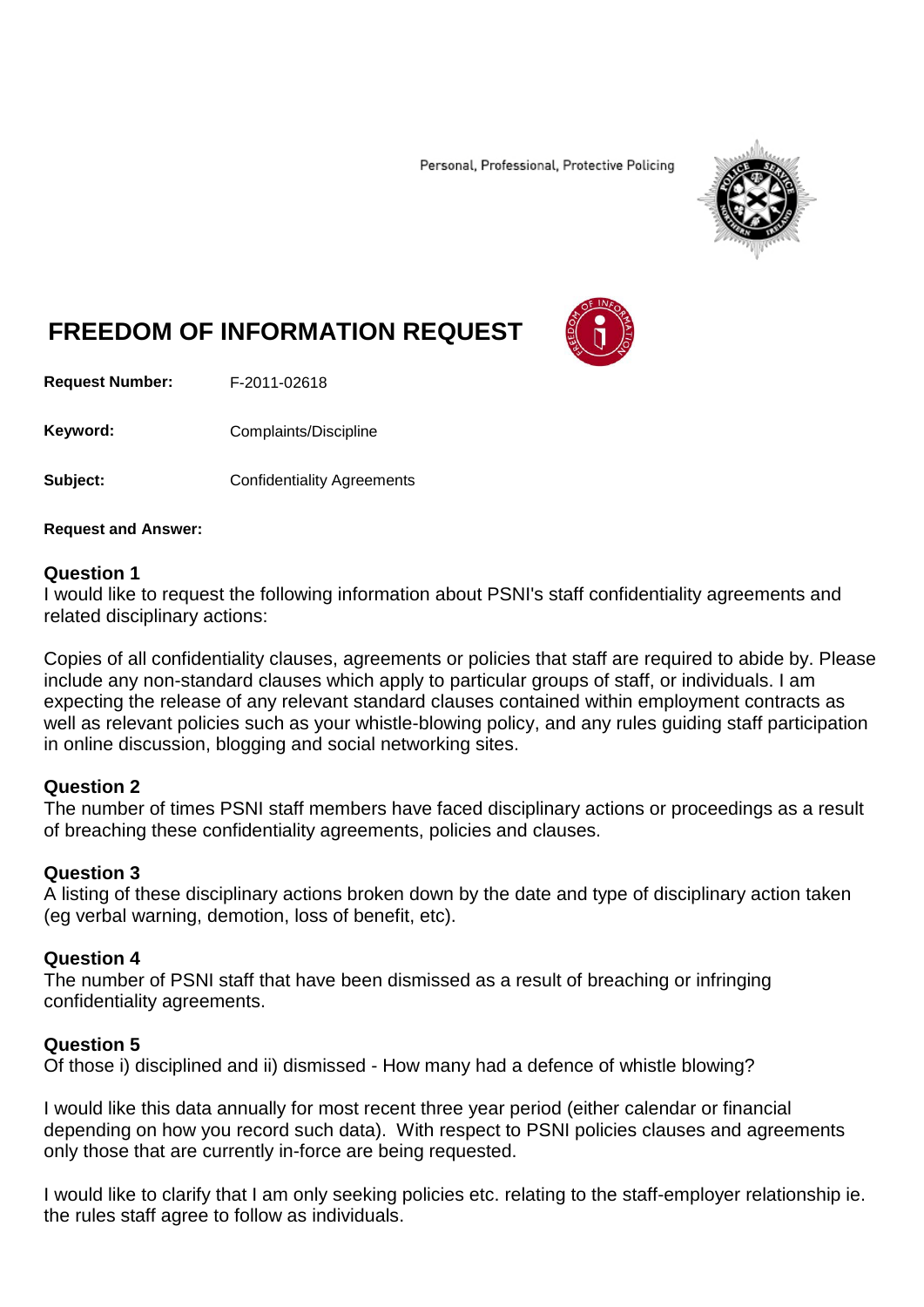Personal, Professional, Protective Policing

# FREEDOM OF INFORMATION REQUEST

**Request Number:** F-2011-02618

**Keyword:** Complaints/Discipline

**Subject:** Confidentiality Agreements

**Request and Answer:**

### Question 1

I would like to request the following information about PSNI's staff confidentiality agreements and related disciplinary actions:

Copies of all confidentiality clauses, agreements or policies that staff are required to abide by. Please include any non-standard clauses which apply to particular groups of staff, or individuals. I am expecting the release of any relevant standard clauses contained within employment contracts as well as relevant policies such as your whistle-blowing policy, and any rules guiding staff participation in online discussion, blogging and social networking sites.

### Question 2

The number of times PSNI staff members have faced disciplinary actions or proceedings as a result of breaching these confidentiality agreements, policies and clauses.

### Question 3

A listing of these disciplinary actions broken down by the date and type of disciplinary action taken (eg verbal warning, demotion, loss of benefit, etc).

### Question 4

The number of PSNI staff that have been dismissed as a result of breaching or infringing confidentiality agreements.

### Question 5

Of those i) disciplined and ii) dismissed - How many had a defence of whistle blowing?

I would like this data annually for most recent three year period (either calendar or financial depending on how you record such data). With respect to PSNI policies clauses and agreements only those that are currently in-force are being requested.

I would like to clarify that I am only seeking policies etc. relating to the staff-employer relationship ie. the rules staff agree to follow as individuals.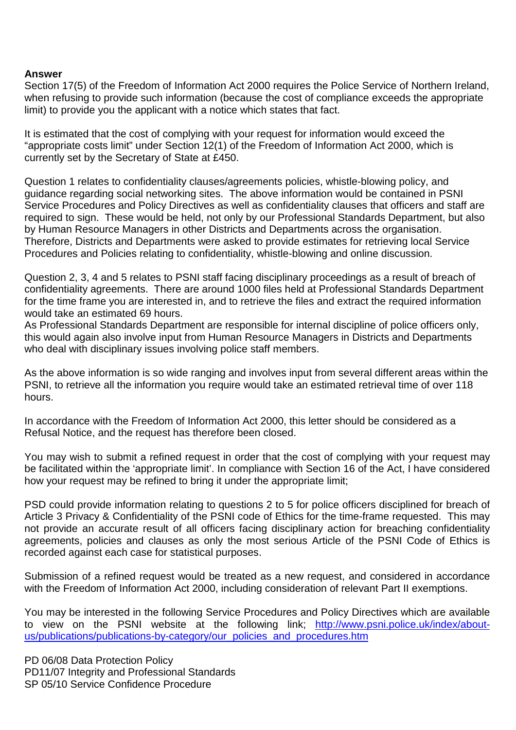**Answer**

Section 17(5) of the Freedom of Information Act 2000 requires the Police Service of Northern Ireland, when refusing to provide such information (because the cost of compliance exceeds the appropriate limit) to provide you the applicant with a notice which states that fact.

It is estimated that the cost of complying with your request for information would exceed the "appropriate costs limit" under Section 12(1) of the Freedom of Information Act 2000, which is currently set by the Secretary of State at £450.

Question 1 relates to confidentiality clauses/agreements policies, whistle-blowing policy, and guidance regarding social networking sites. The above information would be contained in PSNI Service Procedures and Policy Directives as well as confidentiality clauses that officers and staff are required to sign. These would be held, not only by our Professional Standards Department, but also by Human Resource Managers in other Districts and Departments across the organisation. Therefore, Districts and Departments were asked to provide estimates for retrieving local Service Procedures and Policies relating to confidentiality, whistle-blowing and online discussion.

Question 2, 3, 4 and 5 relates to PSNI staff facing disciplinary proceedings as a result of breach of confidentiality agreements. There are around 1000 files held at Professional Standards Department for the time frame you are interested in, and to retrieve the files and extract the required information would take an estimated 69 hours.

As Professional Standards Department are responsible for internal discipline of police officers only, this would again also involve input from Human Resource Managers in Districts and Departments who deal with disciplinary issues involving police staff members.

As the above information is so wide ranging and involves input from several different areas within the PSNI, to retrieve all the information you require would take an estimated retrieval time of over 118 hours.

In accordance with the Freedom of Information Act 2000, this letter should be considered as a Refusal Notice, and the request has therefore been closed.

You may wish to submit a refined request in order that the cost of complying with your request may be facilitated within the 'appropriate limit'. In compliance with Section 16 of the Act, I have considered how your request may be refined to bring it under the appropriate limit;

PSD could provide information relating to questions 2 to 5 for police officers disciplined for breach of Article 3 Privacy & Confidentiality of the PSNI code of Ethics for the time-frame requested. This may not provide an accurate result of all officers facing disciplinary action for breaching confidentiality agreements, policies and clauses as only the most serious Article of the PSNI Code of Ethics is recorded against each case for statistical purposes.

Submission of a refined request would be treated as a new request, and considered in accordance with the Freedom of Information Act 2000, including consideration of relevant Part II exemptions.

You may be interested in the following Service Procedures and Policy Directives which are available to view on the PSNI website at the following link; [http://www.psni.police.uk/index/about-us/publications/publications-by-category/our_policies_and_procedures.htm](http://www.psni.police.uk/index/about-us/publications/publications-by-category/our_policies_and_procedures.htm)

PD 06/08 Data Protection Policy
PD11/07 Integrity and Professional Standards
SP 05/10 Service Confidence Procedure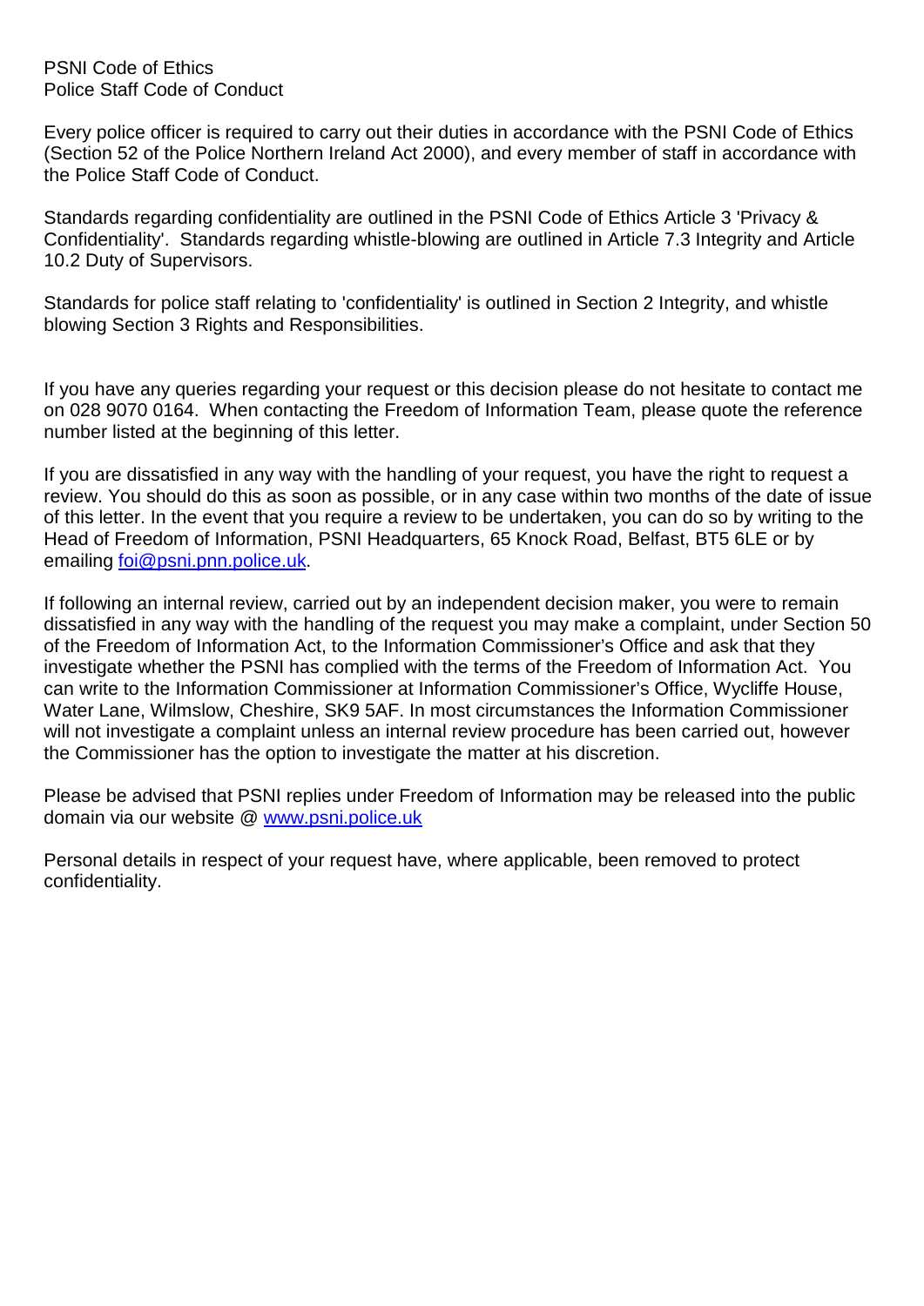PSNI Code of Ethics
Police Staff Code of Conduct

Every police officer is required to carry out their duties in accordance with the PSNI Code of Ethics (Section 52 of the Police Northern Ireland Act 2000), and every member of staff in accordance with the Police Staff Code of Conduct.

Standards regarding confidentiality are outlined in the PSNI Code of Ethics Article 3 'Privacy & Confidentiality'. Standards regarding whistle-blowing are outlined in Article 7.3 Integrity and Article 10.2 Duty of Supervisors.

Standards for police staff relating to 'confidentiality' is outlined in Section 2 Integrity, and whistle blowing Section 3 Rights and Responsibilities.

If you have any queries regarding your request or this decision please do not hesitate to contact me on 028 9070 0164. When contacting the Freedom of Information Team, please quote the reference number listed at the beginning of this letter.

If you are dissatisfied in any way with the handling of your request, you have the right to request a review. You should do this as soon as possible, or in any case within two months of the date of issue of this letter. In the event that you require a review to be undertaken, you can do so by writing to the Head of Freedom of Information, PSNI Headquarters, 65 Knock Road, Belfast, BT5 6LE or by emailing [foi@psni.pnn.police.uk](mailto:foi@psni.pnn.police.uk).

If following an internal review, carried out by an independent decision maker, you were to remain dissatisfied in any way with the handling of the request you may make a complaint, under Section 50 of the Freedom of Information Act, to the Information Commissioner's Office and ask that they investigate whether the PSNI has complied with the terms of the Freedom of Information Act. You can write to the Information Commissioner at Information Commissioner's Office, Wycliffe House, Water Lane, Wilmslow, Cheshire, SK9 5AF. In most circumstances the Information Commissioner will not investigate a complaint unless an internal review procedure has been carried out, however the Commissioner has the option to investigate the matter at his discretion.

Please be advised that PSNI replies under Freedom of Information may be released into the public domain via our website @ [www.psni.police.uk](http://www.psni.police.uk)

Personal details in respect of your request have, where applicable, been removed to protect confidentiality.